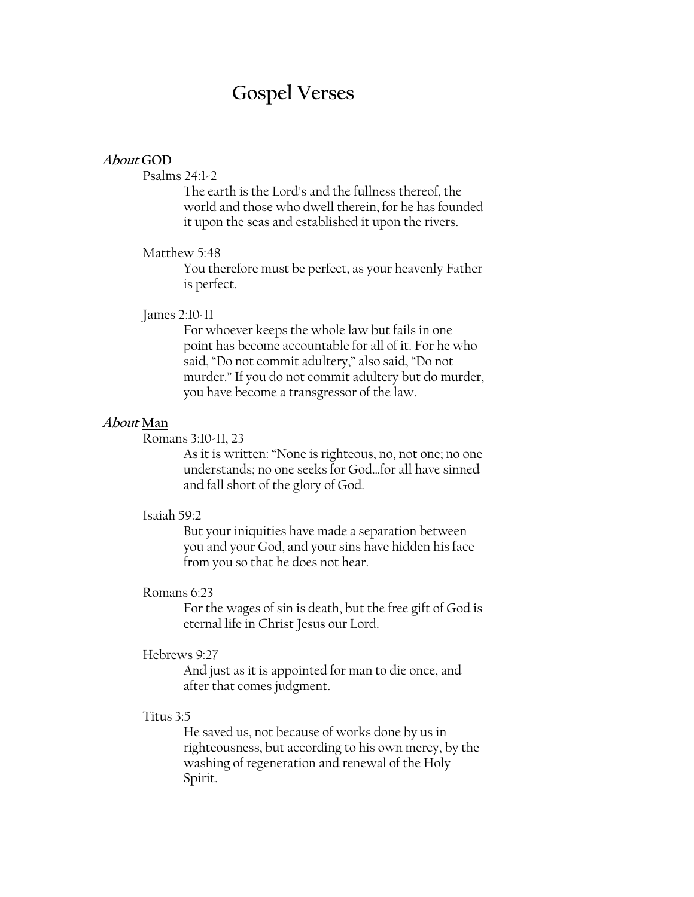# Gospel Verses

## *About* <u>GOD</u>

Psalms 24:1-2

> The earth is the Lord's and the fullness thereof, the world and those who dwell therein, for he has founded it upon the seas and established it upon the rivers.

Matthew 5:48

> You therefore must be perfect, as your heavenly Father is perfect.

James 2:10-11

> For whoever keeps the whole law but fails in one point has become accountable for all of it. For he who said, "Do not commit adultery," also said, "Do not murder." If you do not commit adultery but do murder, you have become a transgressor of the law.

## *About* <u>Man</u>

Romans 3:10-11, 23

> As it is written: "None is righteous, no, not one; no one understands; no one seeks for God…for all have sinned and fall short of the glory of God.

Isaiah 59:2

> But your iniquities have made a separation between you and your God, and your sins have hidden his face from you so that he does not hear.

Romans 6:23

> For the wages of sin is death, but the free gift of God is eternal life in Christ Jesus our Lord.

Hebrews 9:27

> And just as it is appointed for man to die once, and after that comes judgment.

Titus 3:5

> He saved us, not because of works done by us in righteousness, but according to his own mercy, by the washing of regeneration and renewal of the Holy Spirit.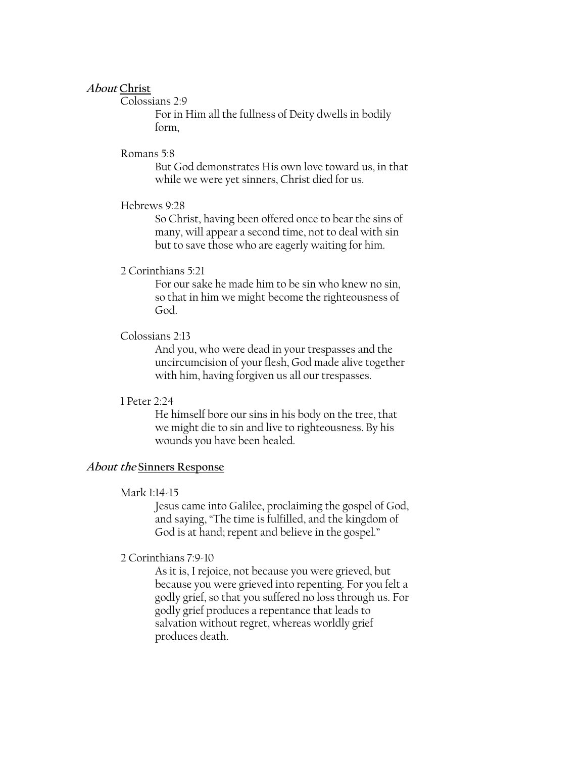## *About* **Christ**

Colossians 2:9

For in Him all the fullness of Deity dwells in bodily form,

Romans 5:8

But God demonstrates His own love toward us, in that while we were yet sinners, Christ died for us.

Hebrews 9:28

So Christ, having been offered once to bear the sins of many, will appear a second time, not to deal with sin but to save those who are eagerly waiting for him.

2 Corinthians 5:21

For our sake he made him to be sin who knew no sin, so that in him we might become the righteousness of God.

Colossians 2:13

And you, who were dead in your trespasses and the uncircumcision of your flesh, God made alive together with him, having forgiven us all our trespasses.

1 Peter 2:24

He himself bore our sins in his body on the tree, that we might die to sin and live to righteousness. By his wounds you have been healed.

## *About the* **Sinners Response**

Mark 1:14-15

Jesus came into Galilee, proclaiming the gospel of God, and saying, "The time is fulfilled, and the kingdom of God is at hand; repent and believe in the gospel."

2 Corinthians 7:9-10

As it is, I rejoice, not because you were grieved, but because you were grieved into repenting. For you felt a godly grief, so that you suffered no loss through us. For godly grief produces a repentance that leads to salvation without regret, whereas worldly grief produces death.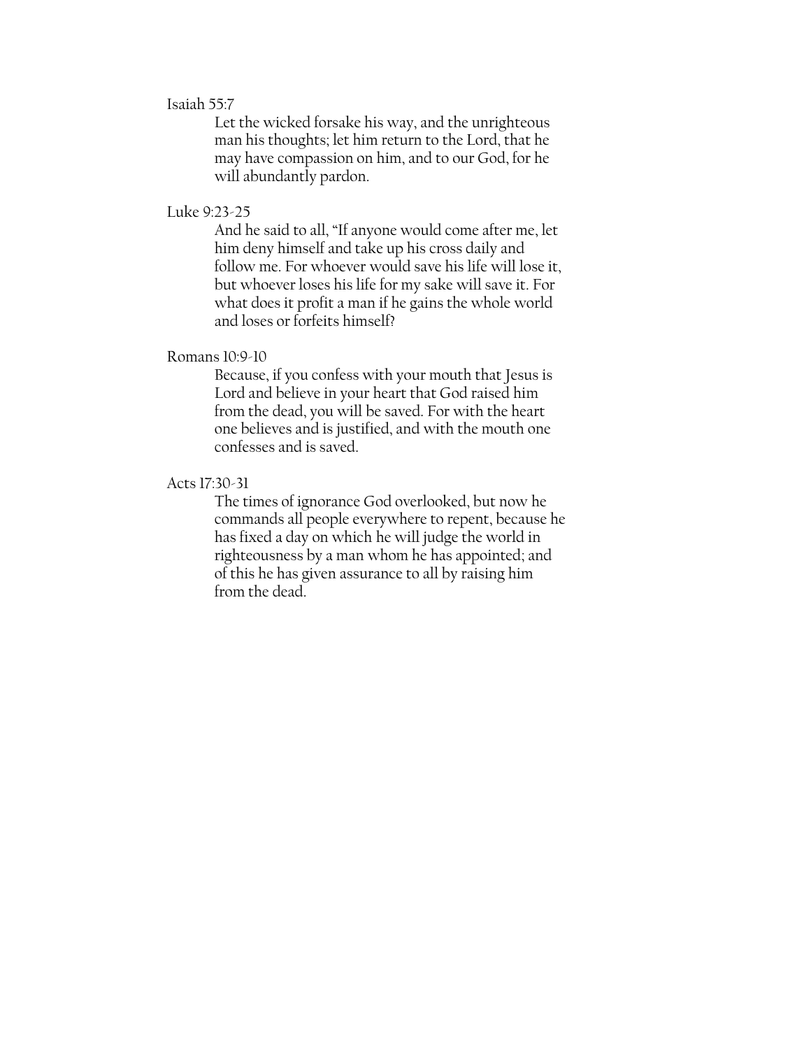Isaiah 55:7

Let the wicked forsake his way, and the unrighteous man his thoughts; let him return to the Lord, that he may have compassion on him, and to our God, for he will abundantly pardon.

Luke 9:23-25

And he said to all, "If anyone would come after me, let him deny himself and take up his cross daily and follow me. For whoever would save his life will lose it, but whoever loses his life for my sake will save it. For what does it profit a man if he gains the whole world and loses or forfeits himself?

Romans 10:9-10

Because, if you confess with your mouth that Jesus is Lord and believe in your heart that God raised him from the dead, you will be saved. For with the heart one believes and is justified, and with the mouth one confesses and is saved.

Acts 17:30-31

The times of ignorance God overlooked, but now he commands all people everywhere to repent, because he has fixed a day on which he will judge the world in righteousness by a man whom he has appointed; and of this he has given assurance to all by raising him from the dead.